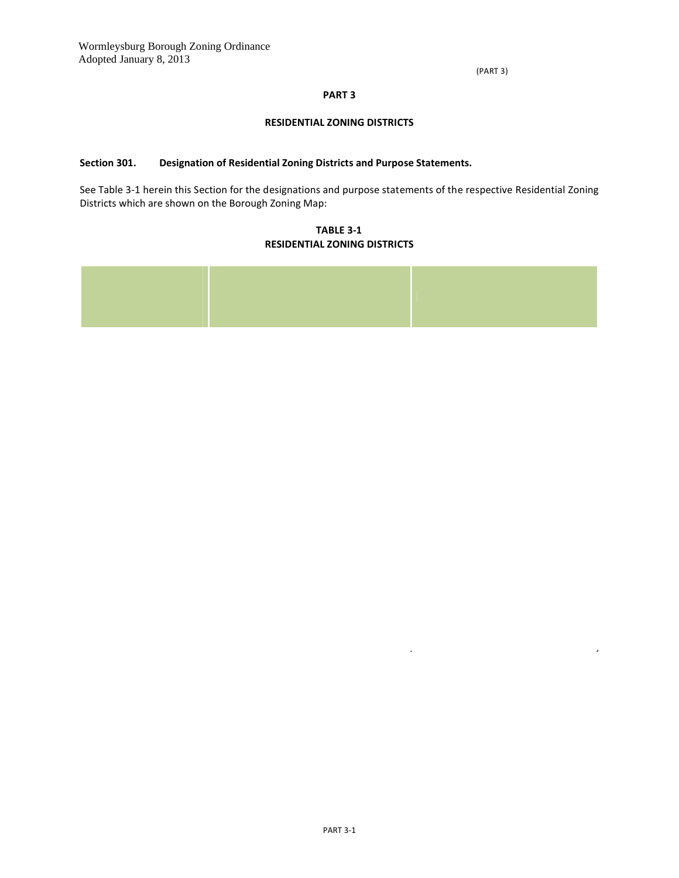# PART 3

## RESIDENTIAL ZONING DISTRICTS

### Section 301. Designation of Residential Zoning Districts and Purpose Statements.

See Table 3-1 herein this Section for the designations and purpose statements of the respective Residential Zoning Districts which are shown on the Borough Zoning Map:

**TABLE 3-1**
**RESIDENTIAL ZONING DISTRICTS**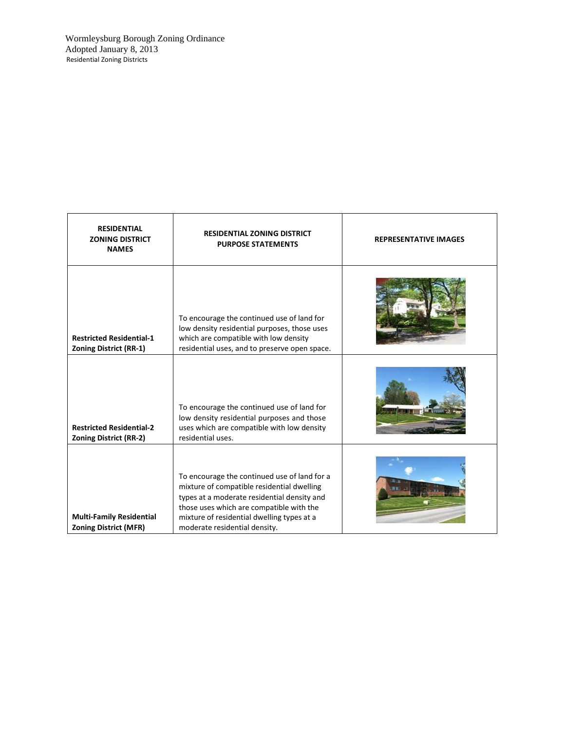| RESIDENTIAL ZONING DISTRICT NAMES | RESIDENTIAL ZONING DISTRICT PURPOSE STATEMENTS | REPRESENTATIVE IMAGES |
| --- | --- | --- |
| **Restricted Residential-1 Zoning District (RR-1)** | To encourage the continued use of land for low density residential purposes, those uses which are compatible with low density residential uses, and to preserve open space. | |
| **Restricted Residential-2 Zoning District (RR-2)** | To encourage the continued use of land for low density residential purposes and those uses which are compatible with low density residential uses. | |
| **Multi-Family Residential Zoning District (MFR)** | To encourage the continued use of land for a mixture of compatible residential dwelling types at a moderate residential density and those uses which are compatible with the mixture of residential dwelling types at a moderate residential density. | |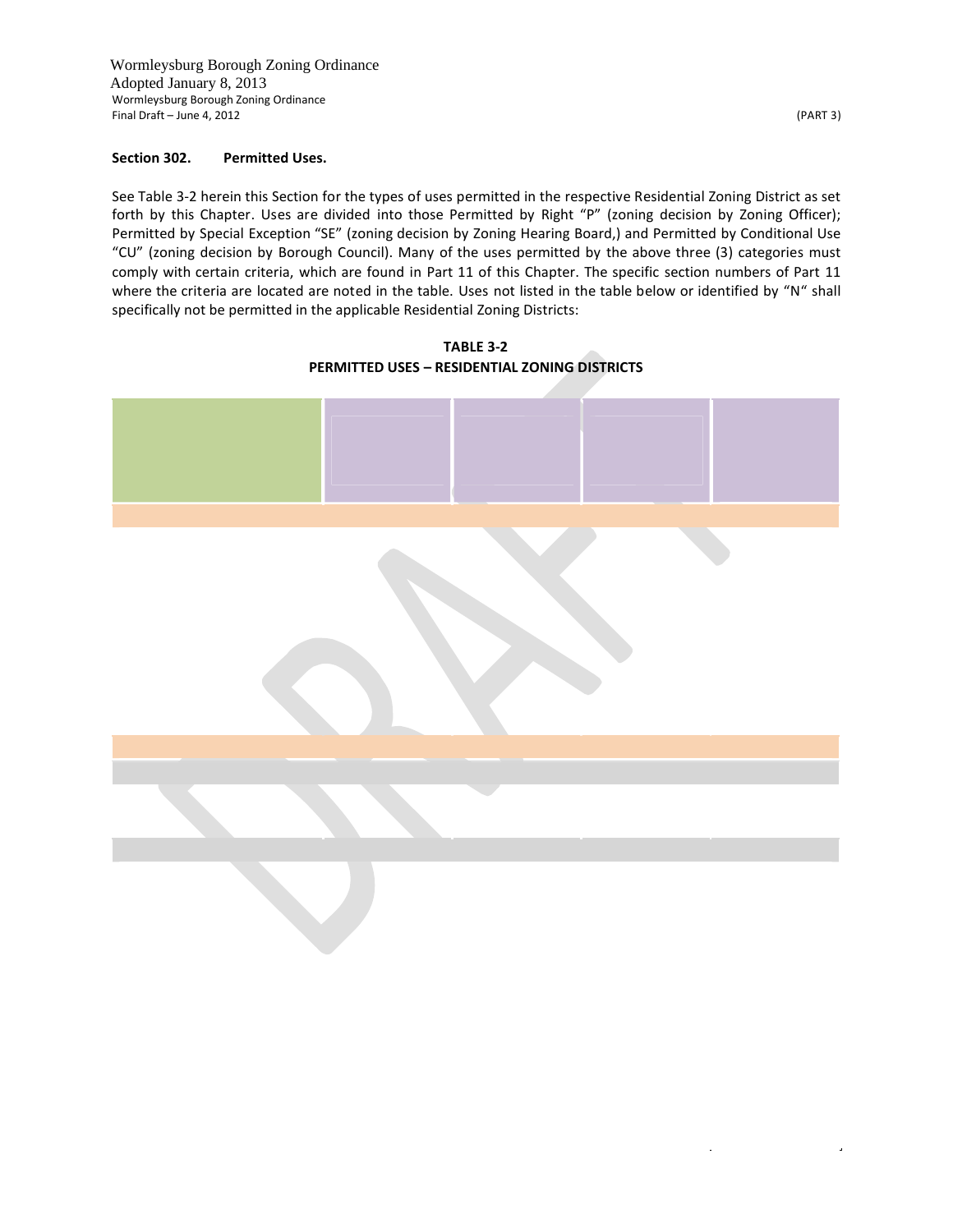### Section 302. Permitted Uses.

See Table 3-2 herein this Section for the types of uses permitted in the respective Residential Zoning District as set forth by this Chapter. Uses are divided into those Permitted by Right "P" (zoning decision by Zoning Officer); Permitted by Special Exception "SE" (zoning decision by Zoning Hearing Board,) and Permitted by Conditional Use "CU" (zoning decision by Borough Council). Many of the uses permitted by the above three (3) categories must comply with certain criteria, which are found in Part 11 of this Chapter. The specific section numbers of Part 11 where the criteria are located are noted in the table. Uses not listed in the table below or identified by "N" shall specifically not be permitted in the applicable Residential Zoning Districts:

**TABLE 3-2**
**PERMITTED USES – RESIDENTIAL ZONING DISTRICTS**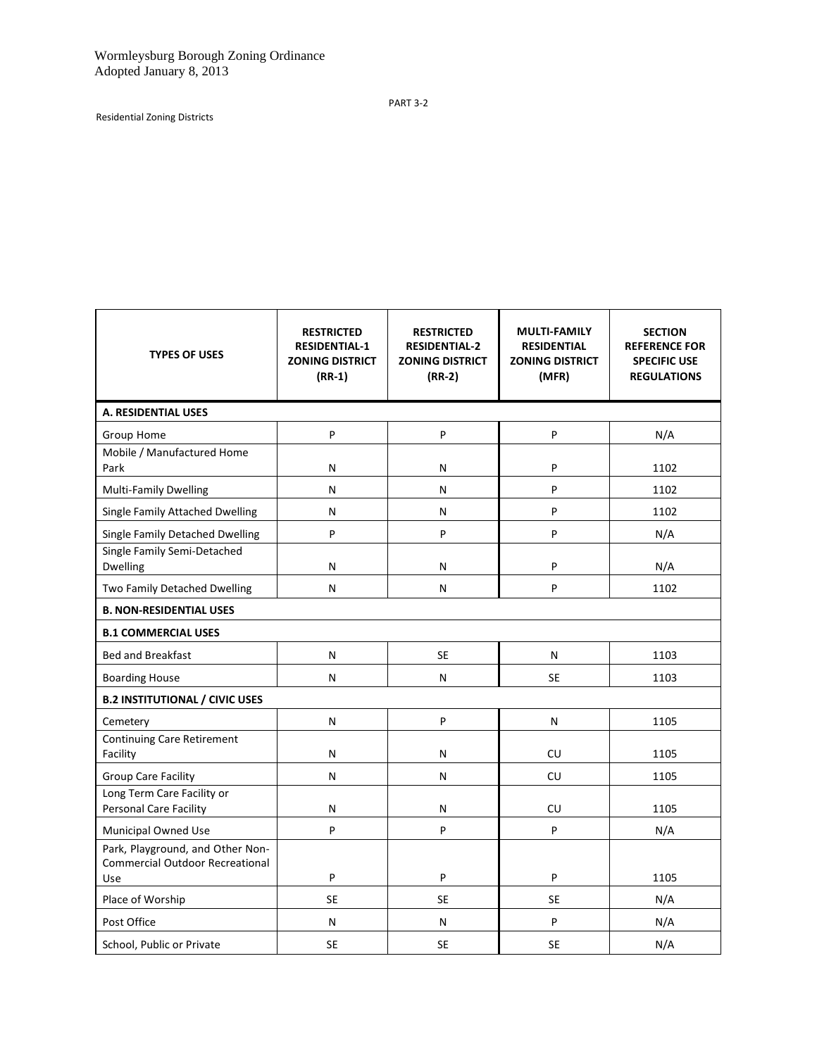PART 3-2

Residential Zoning Districts

| TYPES OF USES | RESTRICTED RESIDENTIAL-1 ZONING DISTRICT (RR-1) | RESTRICTED RESIDENTIAL-2 ZONING DISTRICT (RR-2) | MULTI-FAMILY RESIDENTIAL ZONING DISTRICT (MFR) | SECTION REFERENCE FOR SPECIFIC USE REGULATIONS |
|---|---|---|---|---|
| **A. RESIDENTIAL USES** | | | | |
| Group Home | P | P | P | N/A |
| Mobile / Manufactured Home Park | N | N | P | 1102 |
| Multi-Family Dwelling | N | N | P | 1102 |
| Single Family Attached Dwelling | N | N | P | 1102 |
| Single Family Detached Dwelling | P | P | P | N/A |
| Single Family Semi-Detached Dwelling | N | N | P | N/A |
| Two Family Detached Dwelling | N | N | P | 1102 |
| **B. NON-RESIDENTIAL USES** | | | | |
| **B.1 COMMERCIAL USES** | | | | |
| Bed and Breakfast | N | SE | N | 1103 |
| Boarding House | N | N | SE | 1103 |
| **B.2 INSTITUTIONAL / CIVIC USES** | | | | |
| Cemetery | N | P | N | 1105 |
| Continuing Care Retirement Facility | N | N | CU | 1105 |
| Group Care Facility | N | N | CU | 1105 |
| Long Term Care Facility or Personal Care Facility | N | N | CU | 1105 |
| Municipal Owned Use | P | P | P | N/A |
| Park, Playground, and Other Non-Commercial Outdoor Recreational Use | P | P | P | 1105 |
| Place of Worship | SE | SE | SE | N/A |
| Post Office | N | N | P | N/A |
| School, Public or Private | SE | SE | SE | N/A |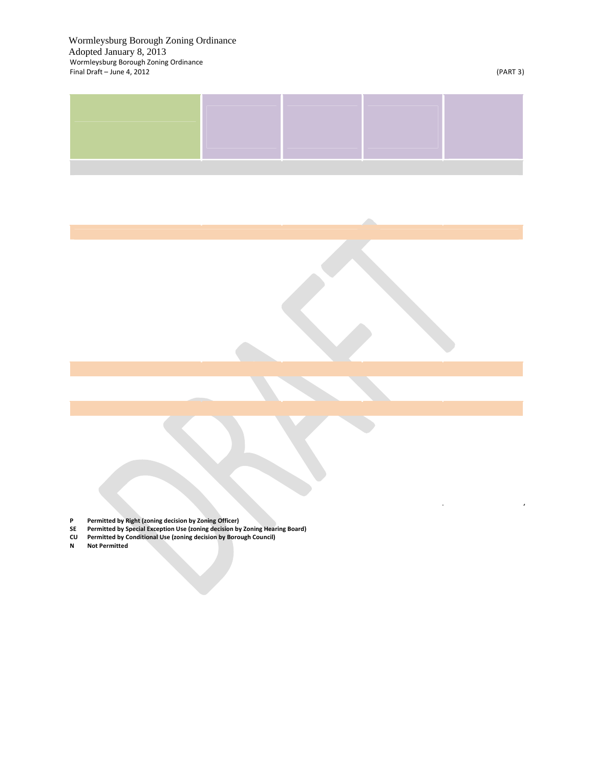P Permitted by Right (zoning decision by Zoning Officer)
SE Permitted by Special Exception Use (zoning decision by Zoning Hearing Board)
CU Permitted by Conditional Use (zoning decision by Borough Council)
N Not Permitted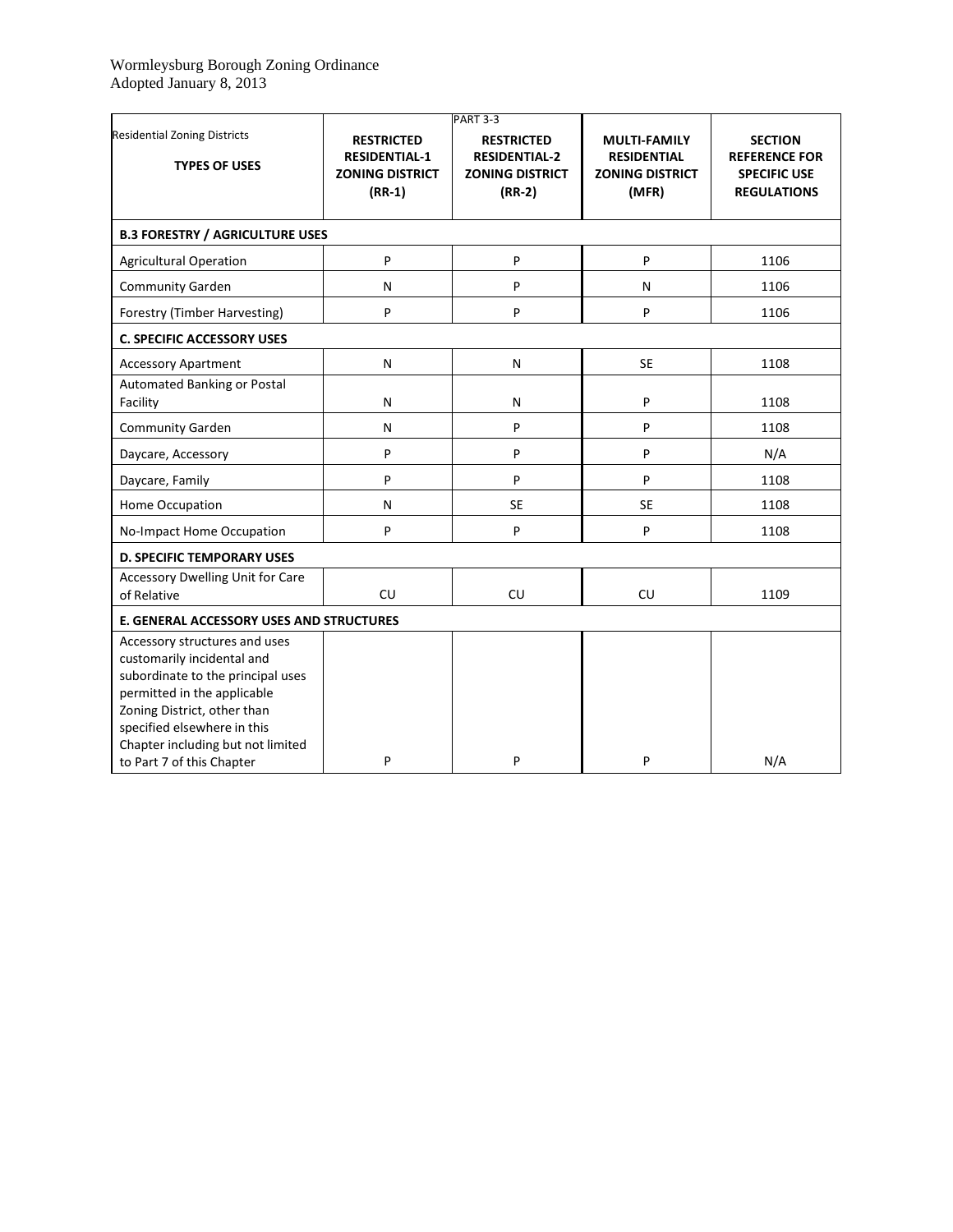Wormleysburg Borough Zoning Ordinance
Adopted January 8, 2013

| Residential Zoning Districts<br>**TYPES OF USES** | **RESTRICTED RESIDENTIAL-1 ZONING DISTRICT (RR-1)** | PART 3-3<br>**RESTRICTED RESIDENTIAL-2 ZONING DISTRICT (RR-2)** | **MULTI-FAMILY RESIDENTIAL ZONING DISTRICT (MFR)** | **SECTION REFERENCE FOR SPECIFIC USE REGULATIONS** |
|---|---|---|---|---|
| **B.3 FORESTRY / AGRICULTURE USES** | | | | |
| Agricultural Operation | P | P | P | 1106 |
| Community Garden | N | P | N | 1106 |
| Forestry (Timber Harvesting) | P | P | P | 1106 |
| **C. SPECIFIC ACCESSORY USES** | | | | |
| Accessory Apartment | N | N | SE | 1108 |
| Automated Banking or Postal Facility | N | N | P | 1108 |
| Community Garden | N | P | P | 1108 |
| Daycare, Accessory | P | P | P | N/A |
| Daycare, Family | P | P | P | 1108 |
| Home Occupation | N | SE | SE | 1108 |
| No-Impact Home Occupation | P | P | P | 1108 |
| **D. SPECIFIC TEMPORARY USES** | | | | |
| Accessory Dwelling Unit for Care of Relative | CU | CU | CU | 1109 |
| **E. GENERAL ACCESSORY USES AND STRUCTURES** | | | | |
| Accessory structures and uses customarily incidental and subordinate to the principal uses permitted in the applicable Zoning District, other than specified elsewhere in this Chapter including but not limited to Part 7 of this Chapter | P | P | P | N/A |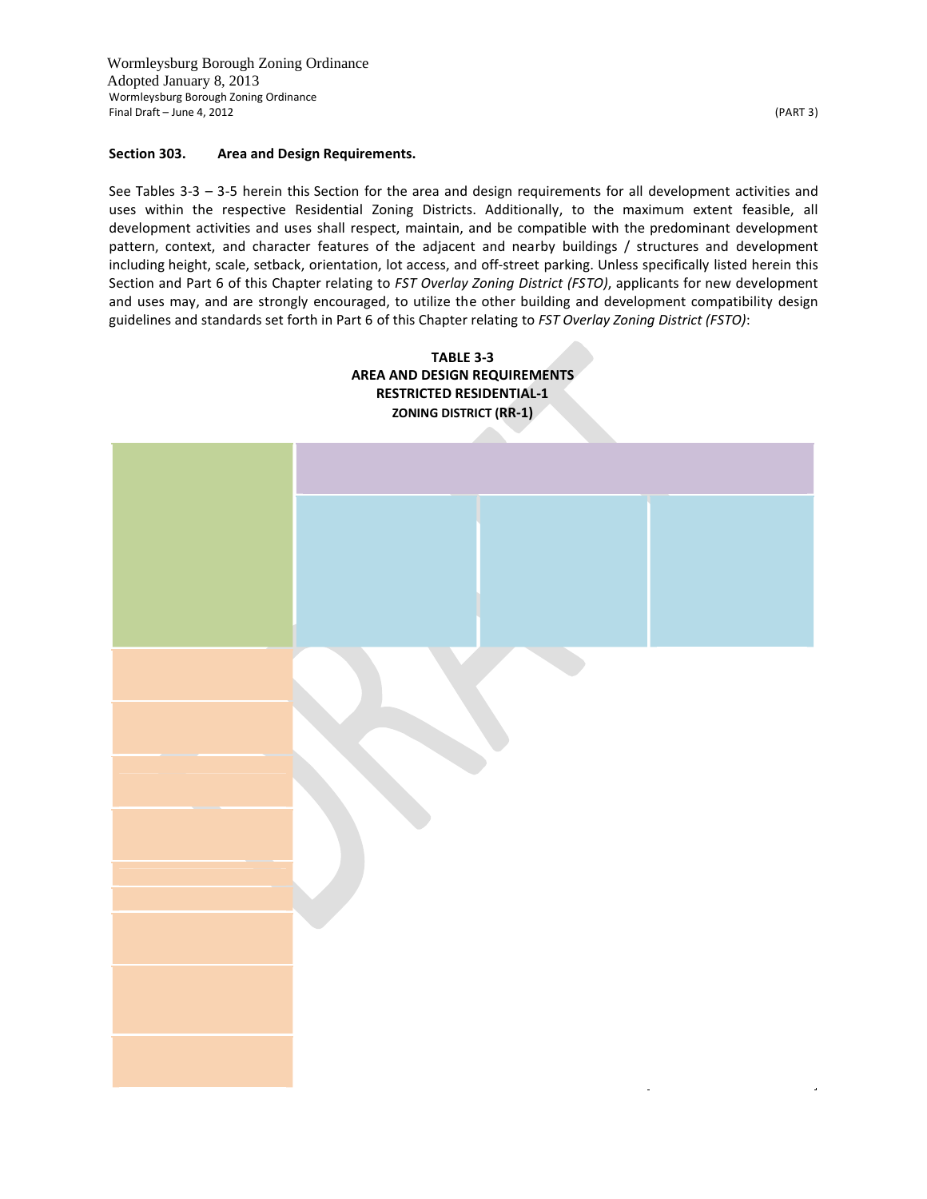### Section 303. Area and Design Requirements.

See Tables 3-3 – 3-5 herein this Section for the area and design requirements for all development activities and uses within the respective Residential Zoning Districts. Additionally, to the maximum extent feasible, all development activities and uses shall respect, maintain, and be compatible with the predominant development pattern, context, and character features of the adjacent and nearby buildings / structures and development including height, scale, setback, orientation, lot access, and off-street parking. Unless specifically listed herein this Section and Part 6 of this Chapter relating to *FST Overlay Zoning District (FSTO)*, applicants for new development and uses may, and are strongly encouraged, to utilize the other building and development compatibility design guidelines and standards set forth in Part 6 of this Chapter relating to *FST Overlay Zoning District (FSTO)*:

**TABLE 3-3**
**AREA AND DESIGN REQUIREMENTS**
**RESTRICTED RESIDENTIAL-1**
**ZONING DISTRICT (RR-1)**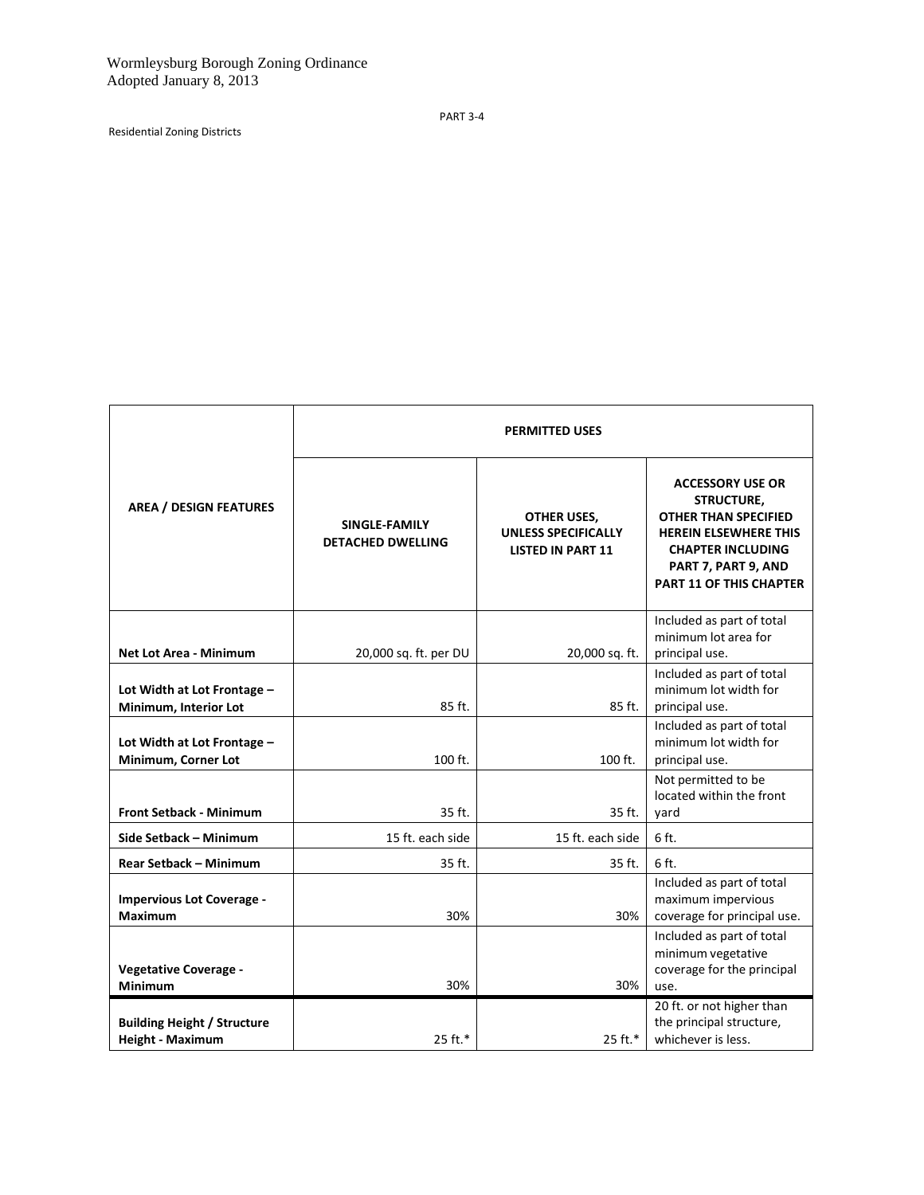| AREA / DESIGN FEATURES | PERMITTED USES | | |
|---|---|---|---|
| | **SINGLE-FAMILY DETACHED DWELLING** | **OTHER USES, UNLESS SPECIFICALLY LISTED IN PART 11** | **ACCESSORY USE OR STRUCTURE, OTHER THAN SPECIFIED HEREIN ELSEWHERE THIS CHAPTER INCLUDING PART 7, PART 9, AND PART 11 OF THIS CHAPTER** |
| **Net Lot Area - Minimum** | 20,000 sq. ft. per DU | 20,000 sq. ft. | Included as part of total minimum lot area for principal use. |
| **Lot Width at Lot Frontage – Minimum, Interior Lot** | 85 ft. | 85 ft. | Included as part of total minimum lot width for principal use. |
| **Lot Width at Lot Frontage – Minimum, Corner Lot** | 100 ft. | 100 ft. | Included as part of total minimum lot width for principal use. |
| **Front Setback - Minimum** | 35 ft. | 35 ft. | Not permitted to be located within the front yard |
| **Side Setback – Minimum** | 15 ft. each side | 15 ft. each side | 6 ft. |
| **Rear Setback – Minimum** | 35 ft. | 35 ft. | 6 ft. |
| **Impervious Lot Coverage - Maximum** | 30% | 30% | Included as part of total maximum impervious coverage for principal use. |
| **Vegetative Coverage - Minimum** | 30% | 30% | Included as part of total minimum vegetative coverage for the principal use. |
| **Building Height / Structure Height - Maximum** | 25 ft.* | 25 ft.* | 20 ft. or not higher than the principal structure, whichever is less. |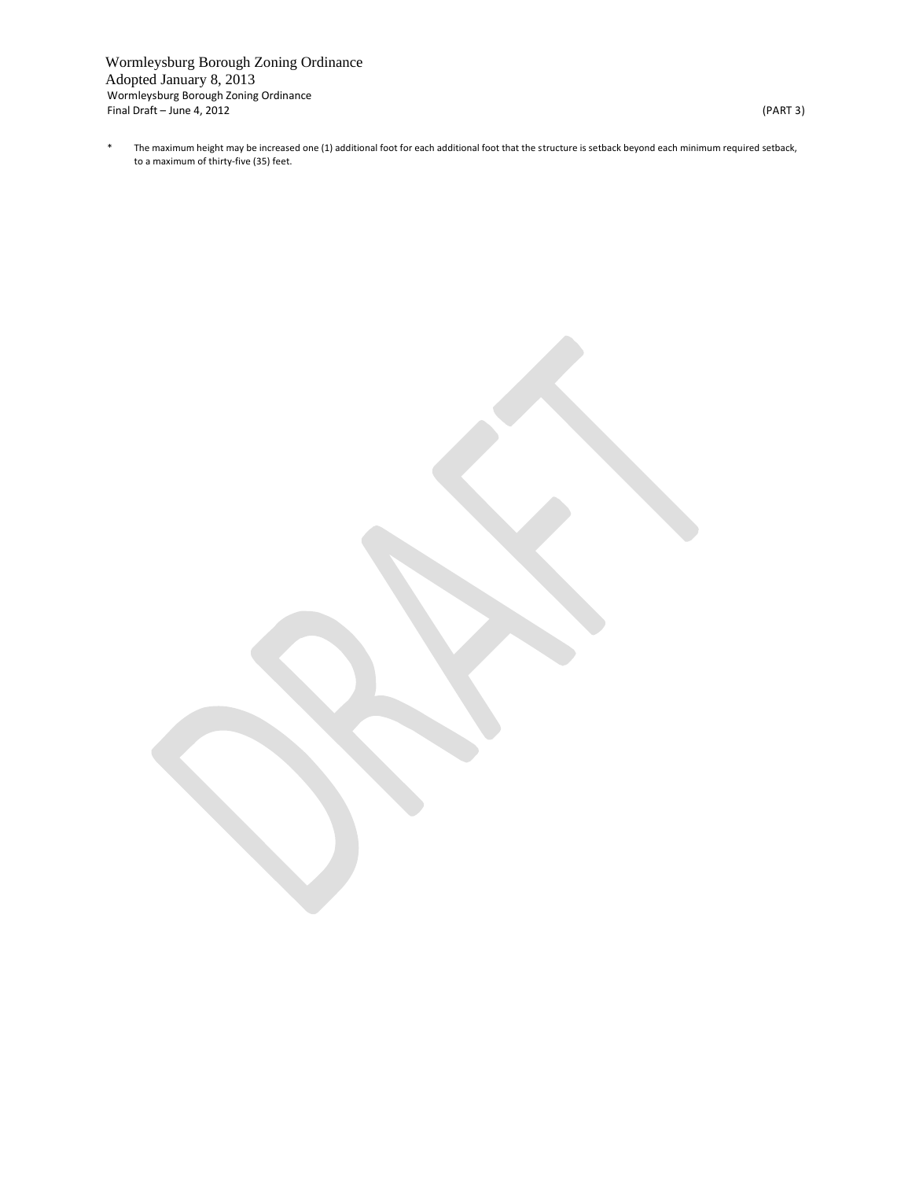\* The maximum height may be increased one (1) additional foot for each additional foot that the structure is setback beyond each minimum required setback, to a maximum of thirty-five (35) feet.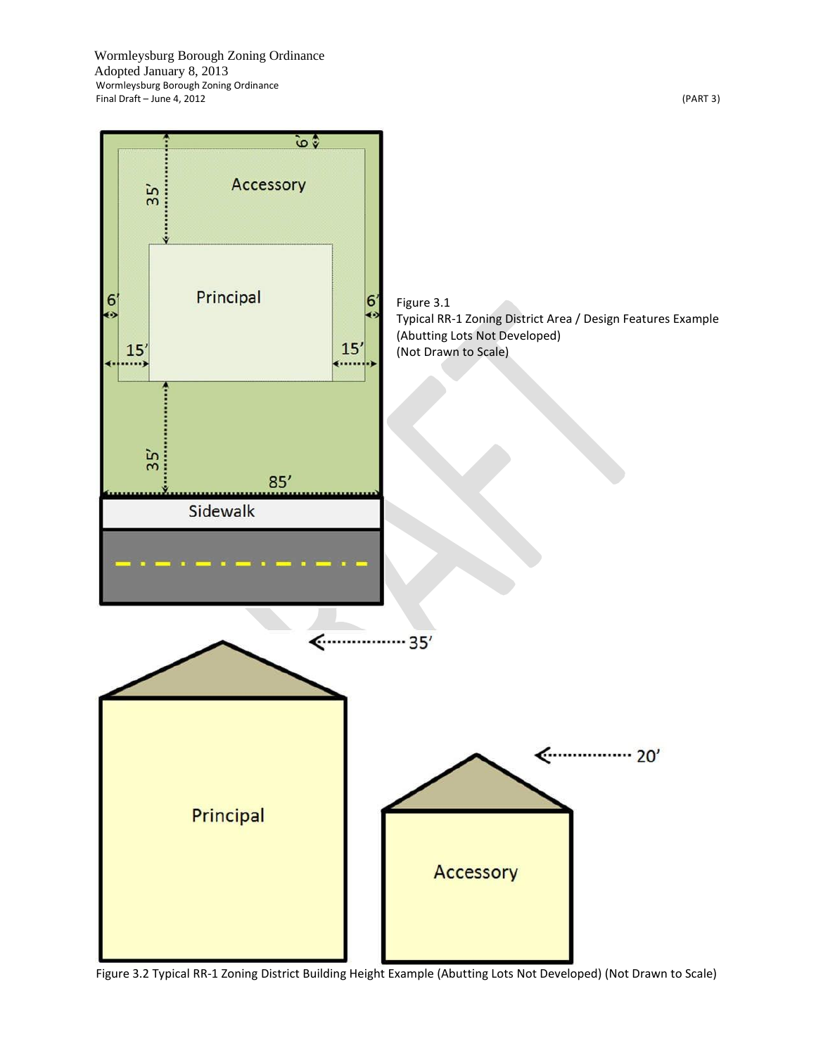Figure 3.1
Typical RR-1 Zoning District Area / Design Features Example
(Abutting Lots Not Developed)
(Not Drawn to Scale)

Figure 3.2 Typical RR-1 Zoning District Building Height Example (Abutting Lots Not Developed) (Not Drawn to Scale)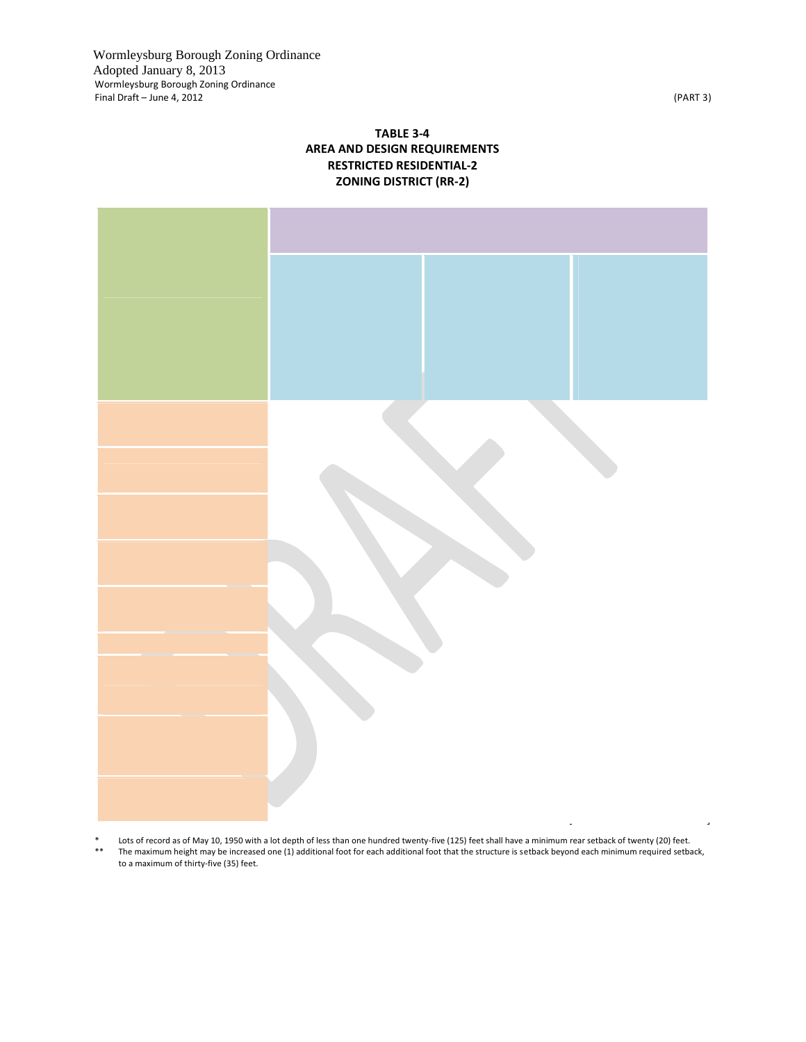**TABLE 3-4**
**AREA AND DESIGN REQUIREMENTS**
**RESTRICTED RESIDENTIAL-2**
**ZONING DISTRICT (RR-2)**

\* Lots of record as of May 10, 1950 with a lot depth of less than one hundred twenty-five (125) feet shall have a minimum rear setback of twenty (20) feet.

\** The maximum height may be increased one (1) additional foot for each additional foot that the structure is setback beyond each minimum required setback, to a maximum of thirty-five (35) feet.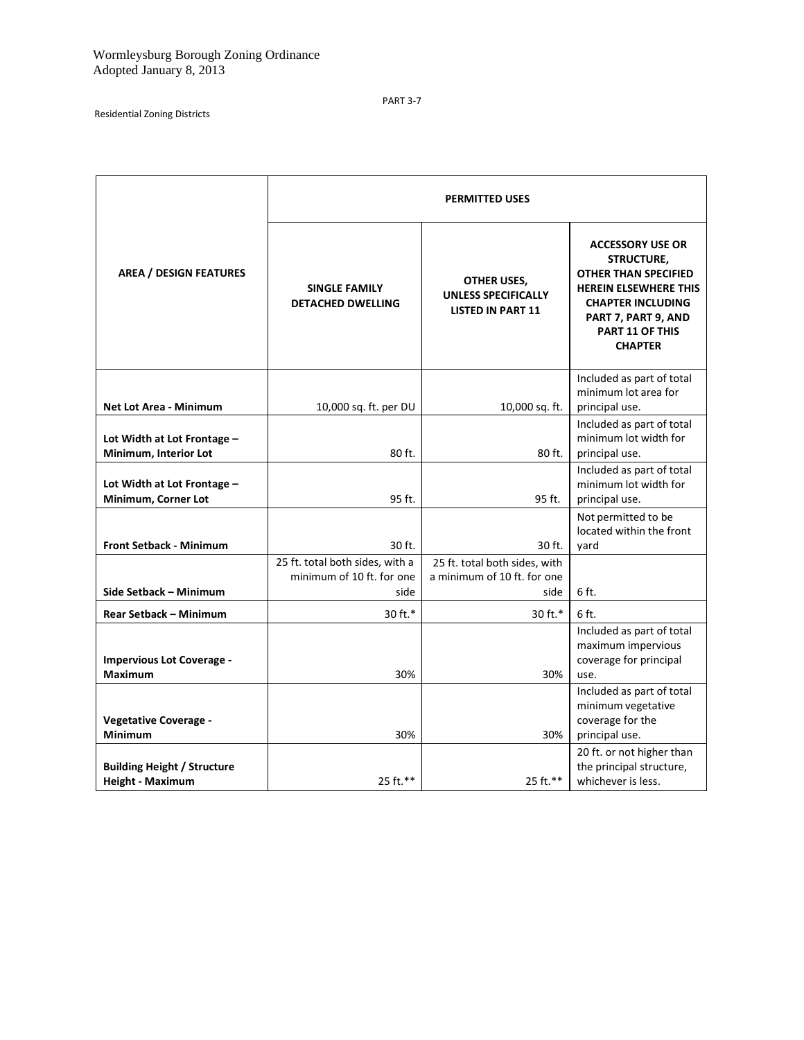Residential Zoning Districts

| AREA / DESIGN FEATURES | PERMITTED USES | | |
|---|---|---|---|
| | **SINGLE FAMILY DETACHED DWELLING** | **OTHER USES, UNLESS SPECIFICALLY LISTED IN PART 11** | **ACCESSORY USE OR STRUCTURE, OTHER THAN SPECIFIED HEREIN ELSEWHERE THIS CHAPTER INCLUDING PART 7, PART 9, AND PART 11 OF THIS CHAPTER** |
| **Net Lot Area - Minimum** | 10,000 sq. ft. per DU | 10,000 sq. ft. | Included as part of total minimum lot area for principal use. |
| **Lot Width at Lot Frontage – Minimum, Interior Lot** | 80 ft. | 80 ft. | Included as part of total minimum lot width for principal use. |
| **Lot Width at Lot Frontage – Minimum, Corner Lot** | 95 ft. | 95 ft. | Included as part of total minimum lot width for principal use. |
| **Front Setback - Minimum** | 30 ft. | 30 ft. | Not permitted to be located within the front yard |
| **Side Setback – Minimum** | 25 ft. total both sides, with a minimum of 10 ft. for one side | 25 ft. total both sides, with a minimum of 10 ft. for one side | 6 ft. |
| **Rear Setback – Minimum** | 30 ft.* | 30 ft.* | 6 ft. |
| **Impervious Lot Coverage - Maximum** | 30% | 30% | Included as part of total maximum impervious coverage for principal use. |
| **Vegetative Coverage - Minimum** | 30% | 30% | Included as part of total minimum vegetative coverage for the principal use. |
| **Building Height / Structure Height - Maximum** | 25 ft.** | 25 ft.** | 20 ft. or not higher than the principal structure, whichever is less. |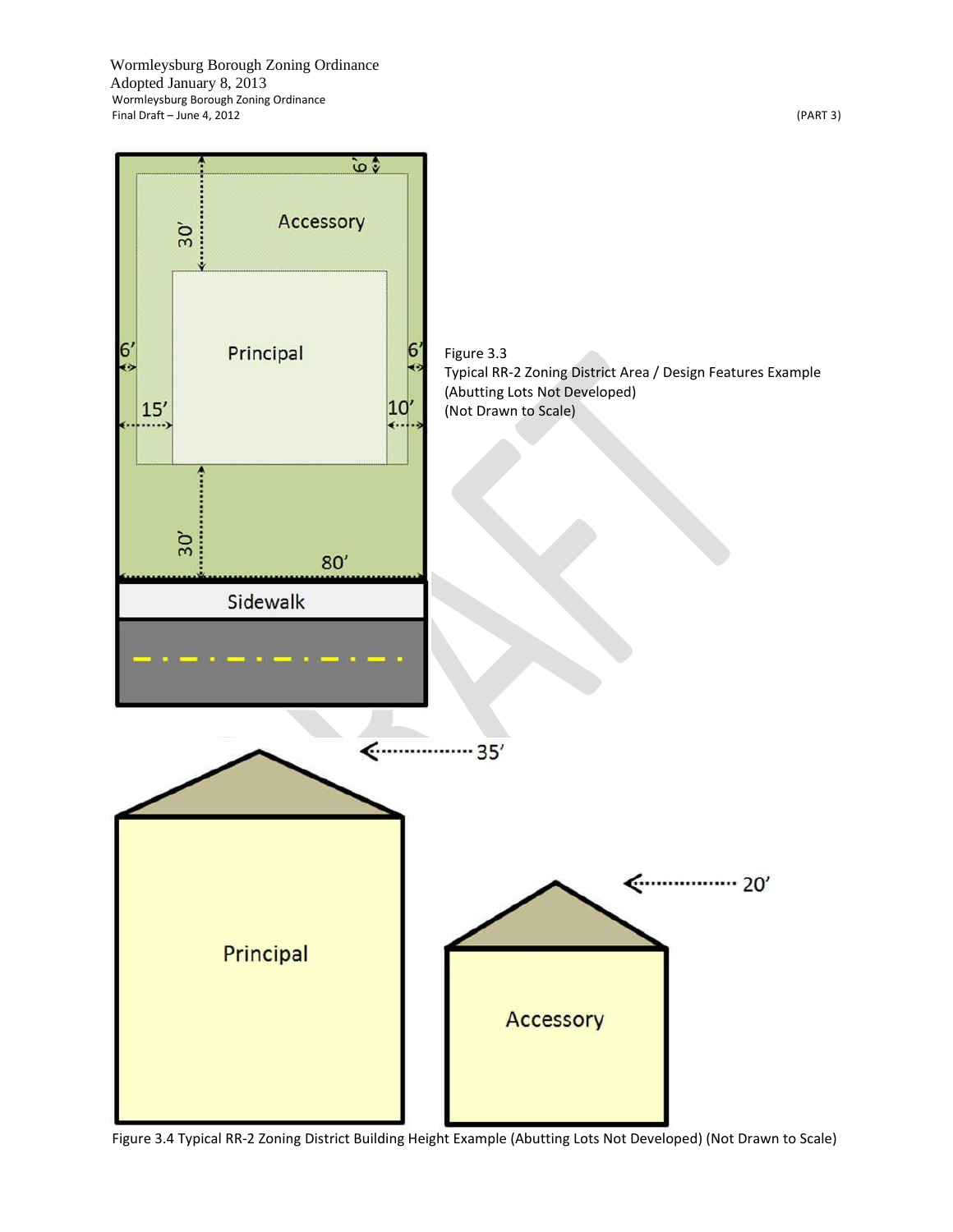Figure 3.3
Typical RR-2 Zoning District Area / Design Features Example
(Abutting Lots Not Developed)
(Not Drawn to Scale)

Figure 3.4 Typical RR-2 Zoning District Building Height Example (Abutting Lots Not Developed) (Not Drawn to Scale)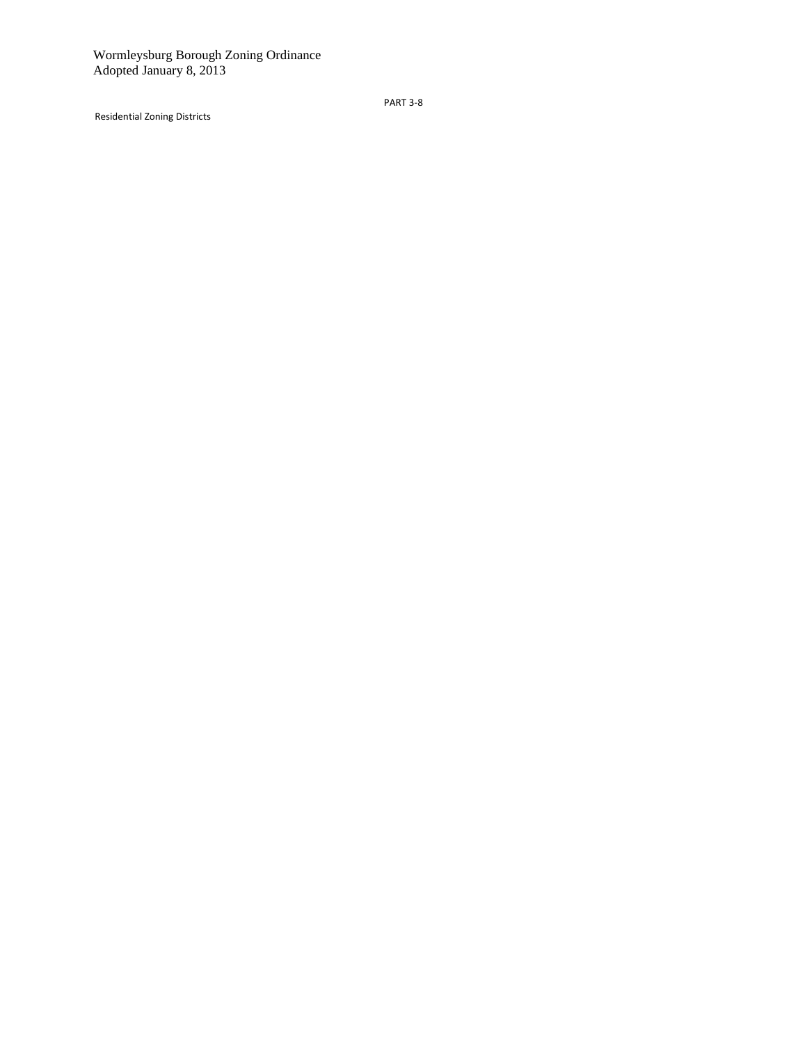PART 3-8

Residential Zoning Districts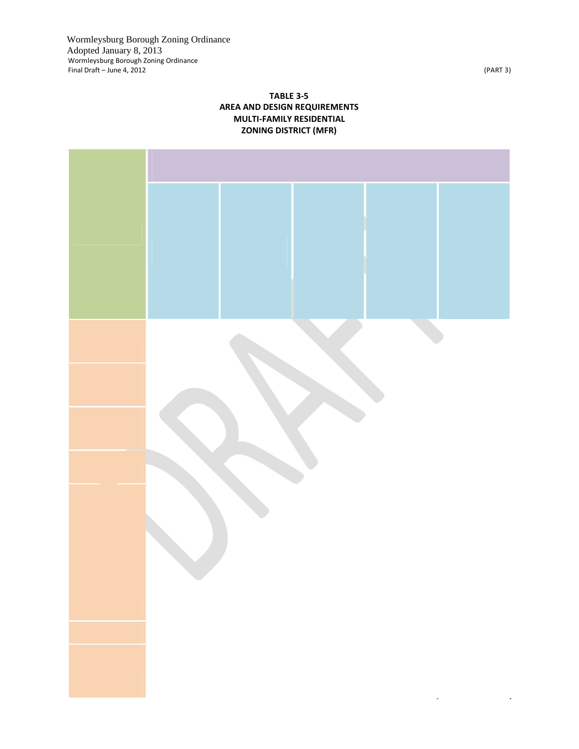**TABLE 3-5**
**AREA AND DESIGN REQUIREMENTS**
**MULTI-FAMILY RESIDENTIAL**
**ZONING DISTRICT (MFR)**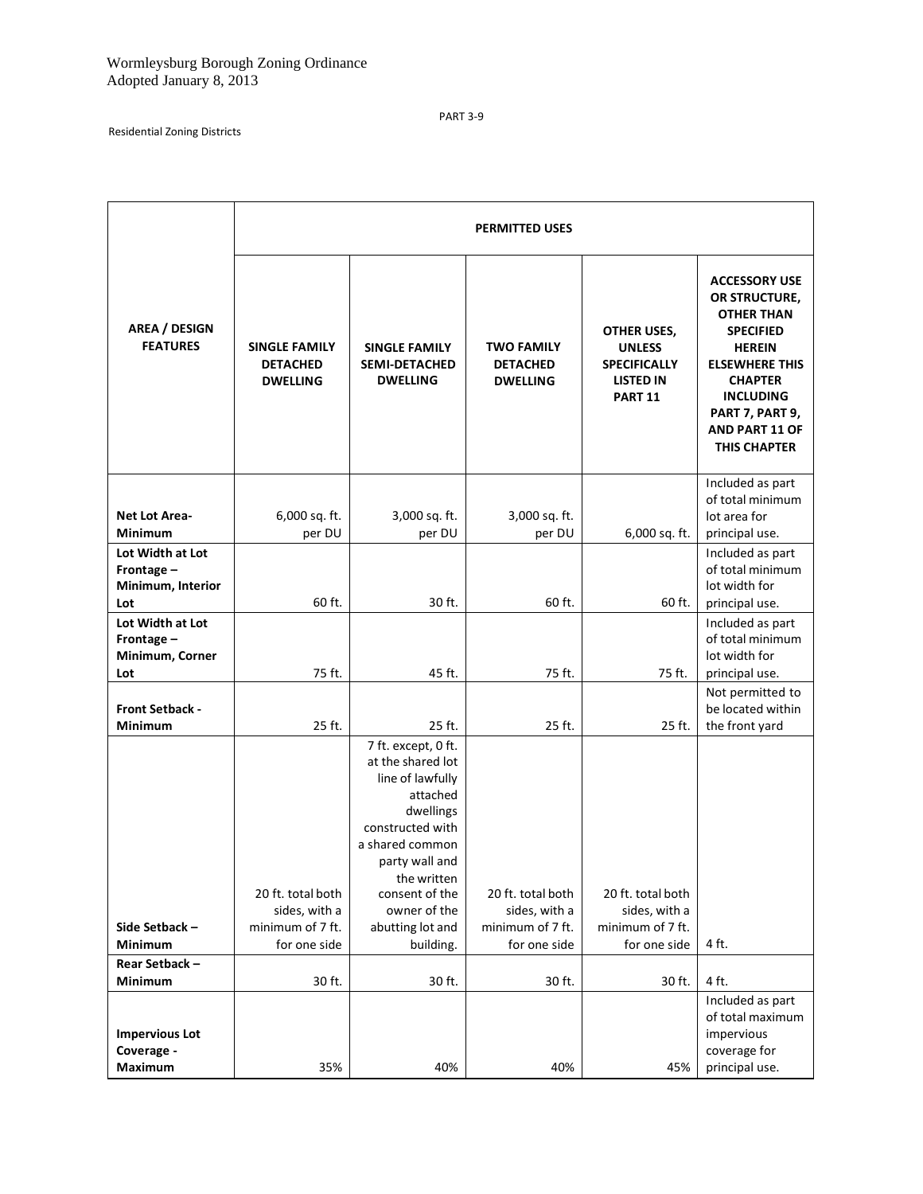PART 3-9

Residential Zoning Districts

| AREA / DESIGN FEATURES | PERMITTED USES | | | | |
|---|---|---|---|---|---|
| | SINGLE FAMILY DETACHED DWELLING | SINGLE FAMILY SEMI-DETACHED DWELLING | TWO FAMILY DETACHED DWELLING | OTHER USES, UNLESS SPECIFICALLY LISTED IN PART 11 | ACCESSORY USE OR STRUCTURE, OTHER THAN SPECIFIED HEREIN ELSEWHERE THIS CHAPTER INCLUDING PART 7, PART 9, AND PART 11 OF THIS CHAPTER |
| **Net Lot Area-Minimum** | 6,000 sq. ft. per DU | 3,000 sq. ft. per DU | 3,000 sq. ft. per DU | 6,000 sq. ft. | Included as part of total minimum lot area for principal use. |
| **Lot Width at Lot Frontage – Minimum, Interior Lot** | 60 ft. | 30 ft. | 60 ft. | 60 ft. | Included as part of total minimum lot width for principal use. |
| **Lot Width at Lot Frontage – Minimum, Corner Lot** | 75 ft. | 45 ft. | 75 ft. | 75 ft. | Included as part of total minimum lot width for principal use. |
| **Front Setback - Minimum** | 25 ft. | 25 ft. | 25 ft. | 25 ft. | Not permitted to be located within the front yard |
| **Side Setback – Minimum** | 20 ft. total both sides, with a minimum of 7 ft. for one side | 7 ft. except, 0 ft. at the shared lot line of lawfully attached dwellings constructed with a shared common party wall and the written consent of the owner of the abutting lot and building. | 20 ft. total both sides, with a minimum of 7 ft. for one side | 20 ft. total both sides, with a minimum of 7 ft. for one side | 4 ft. |
| **Rear Setback – Minimum** | 30 ft. | 30 ft. | 30 ft. | 30 ft. | 4 ft. |
| **Impervious Lot Coverage - Maximum** | 35% | 40% | 40% | 45% | Included as part of total maximum impervious coverage for principal use. |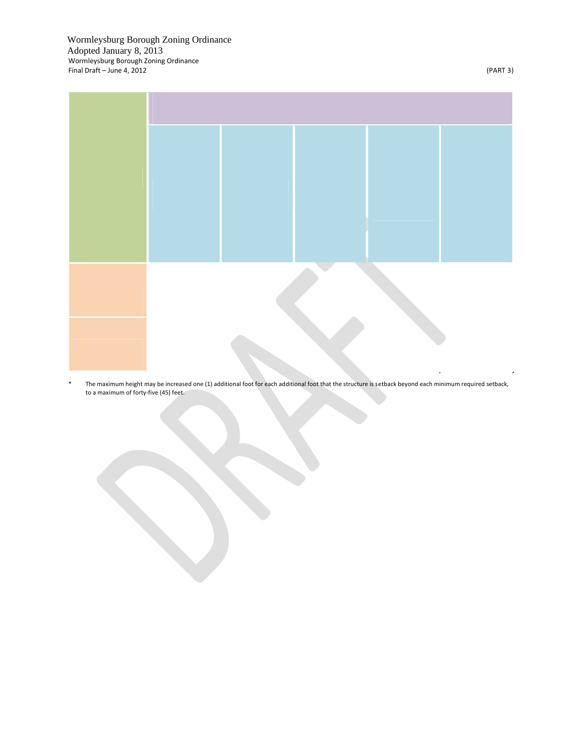* The maximum height may be increased one (1) additional foot for each additional foot that the structure is setback beyond each minimum required setback, to a maximum of forty-five (45) feet.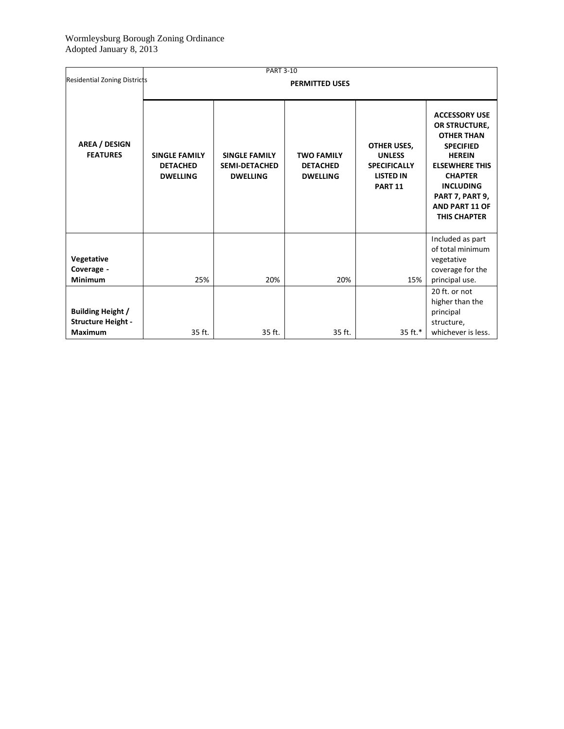| Residential Zoning Districts | PART 3-10 PERMITTED USES | | | | |
|---|---|---|---|---|---|
| **AREA / DESIGN FEATURES** | **SINGLE FAMILY DETACHED DWELLING** | **SINGLE FAMILY SEMI-DETACHED DWELLING** | **TWO FAMILY DETACHED DWELLING** | **OTHER USES, UNLESS SPECIFICALLY LISTED IN PART 11** | **ACCESSORY USE OR STRUCTURE, OTHER THAN SPECIFIED HEREIN ELSEWHERE THIS CHAPTER INCLUDING PART 7, PART 9, AND PART 11 OF THIS CHAPTER** |
| **Vegetative Coverage - Minimum** | 25% | 20% | 20% | 15% | Included as part of total minimum vegetative coverage for the principal use. |
| **Building Height / Structure Height - Maximum** | 35 ft. | 35 ft. | 35 ft. | 35 ft.* | 20 ft. or not higher than the principal structure, whichever is less. |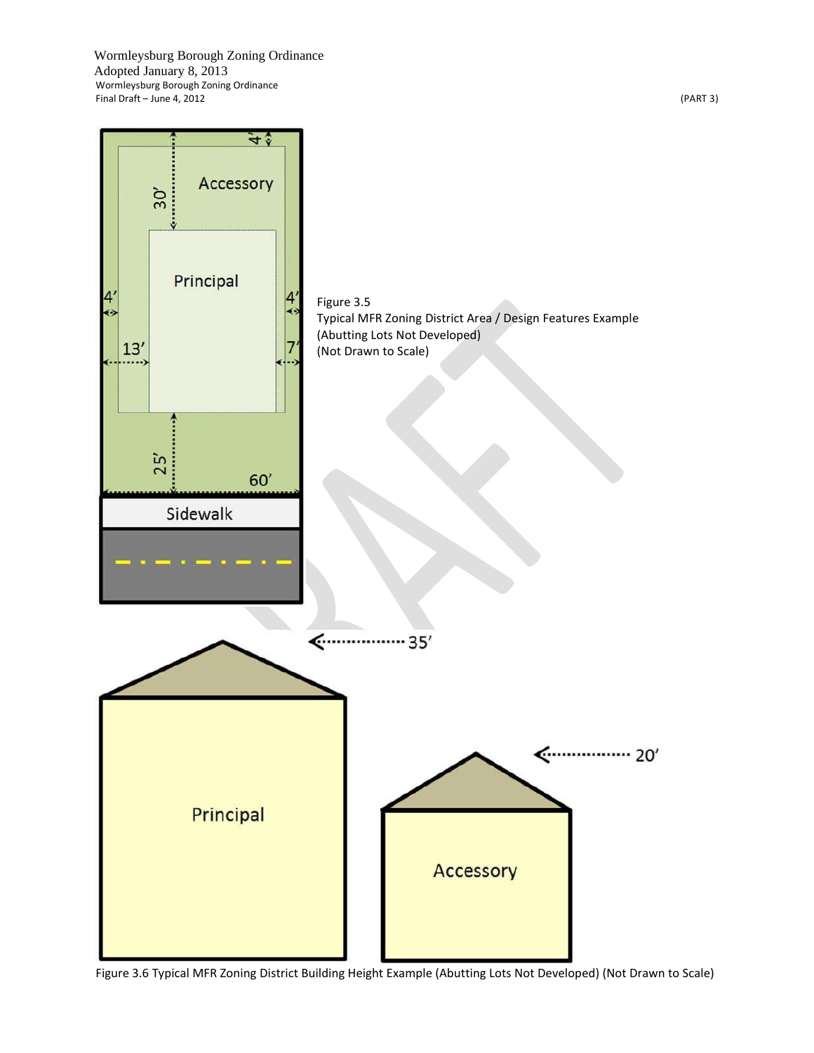Figure 3.5
Typical MFR Zoning District Area / Design Features Example
(Abutting Lots Not Developed)
(Not Drawn to Scale)

Figure 3.6 Typical MFR Zoning District Building Height Example (Abutting Lots Not Developed) (Not Drawn to Scale)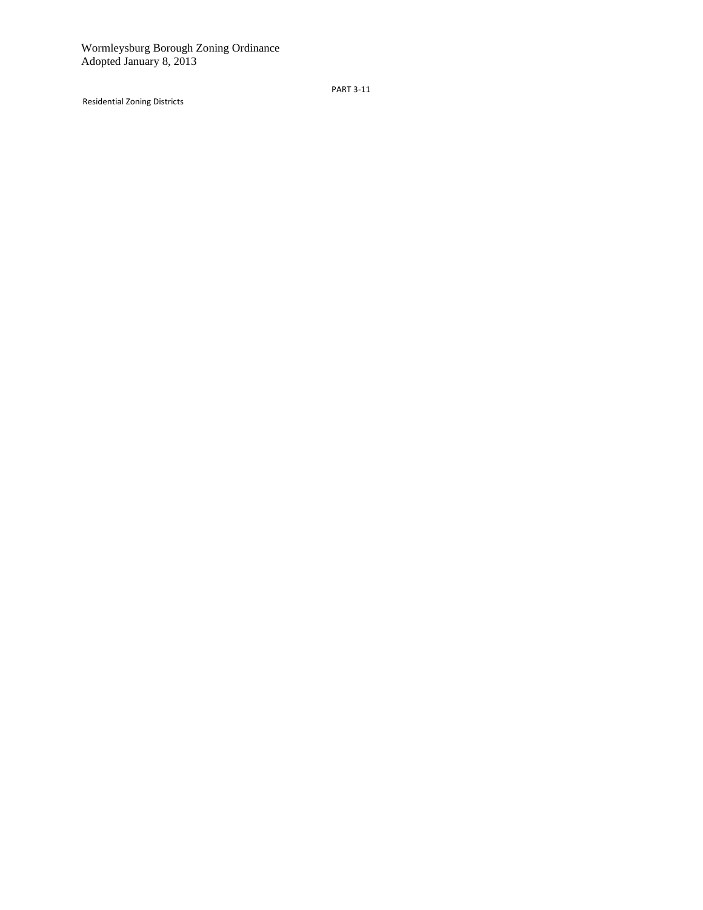PART 3-11

Residential Zoning Districts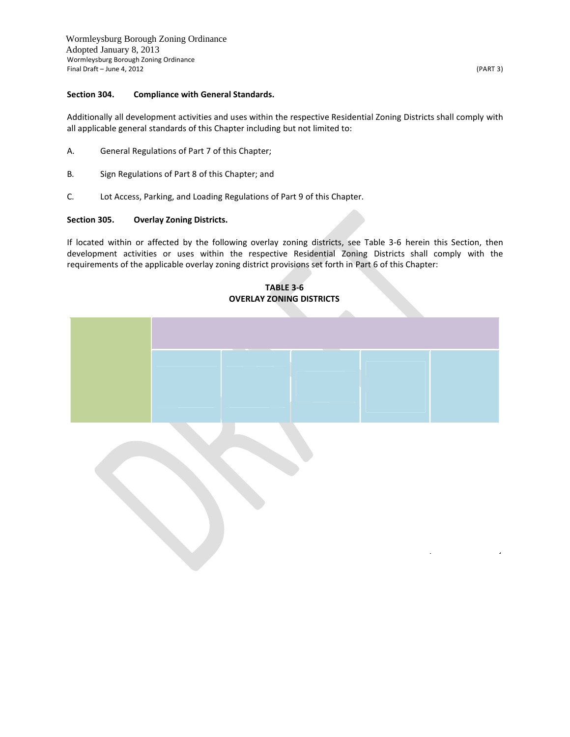### Section 304. Compliance with General Standards.

Additionally all development activities and uses within the respective Residential Zoning Districts shall comply with all applicable general standards of this Chapter including but not limited to:

A. General Regulations of Part 7 of this Chapter;

B. Sign Regulations of Part 8 of this Chapter; and

C. Lot Access, Parking, and Loading Regulations of Part 9 of this Chapter.

### Section 305. Overlay Zoning Districts.

If located within or affected by the following overlay zoning districts, see Table 3-6 herein this Section, then development activities or uses within the respective Residential Zoning Districts shall comply with the requirements of the applicable overlay zoning district provisions set forth in Part 6 of this Chapter:

**TABLE 3-6**
**OVERLAY ZONING DISTRICTS**